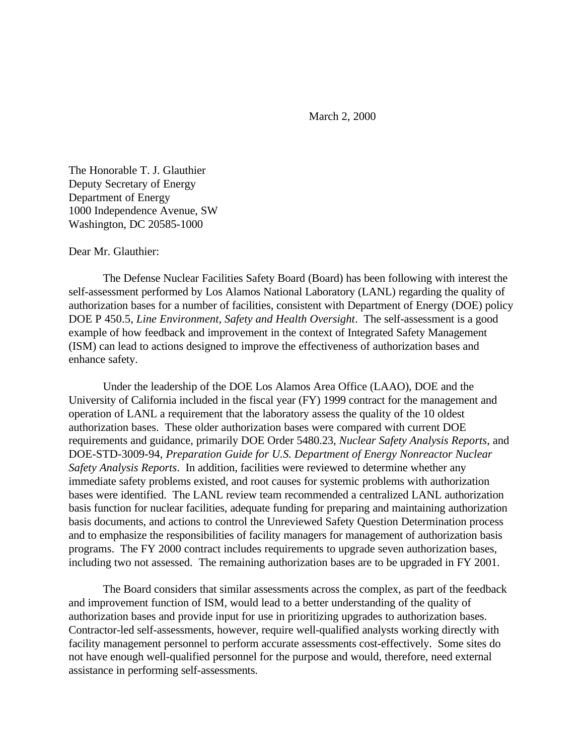March 2, 2000

The Honorable T. J. Glauthier
Deputy Secretary of Energy
Department of Energy
1000 Independence Avenue, SW
Washington, DC 20585-1000

Dear Mr. Glauthier:

The Defense Nuclear Facilities Safety Board (Board) has been following with interest the self-assessment performed by Los Alamos National Laboratory (LANL) regarding the quality of authorization bases for a number of facilities, consistent with Department of Energy (DOE) policy DOE P 450.5, *Line Environment, Safety and Health Oversight*. The self-assessment is a good example of how feedback and improvement in the context of Integrated Safety Management (ISM) can lead to actions designed to improve the effectiveness of authorization bases and enhance safety.

Under the leadership of the DOE Los Alamos Area Office (LAAO), DOE and the University of California included in the fiscal year (FY) 1999 contract for the management and operation of LANL a requirement that the laboratory assess the quality of the 10 oldest authorization bases. These older authorization bases were compared with current DOE requirements and guidance, primarily DOE Order 5480.23, *Nuclear Safety Analysis Reports*, and DOE-STD-3009-94, *Preparation Guide for U.S. Department of Energy Nonreactor Nuclear Safety Analysis Reports*. In addition, facilities were reviewed to determine whether any immediate safety problems existed, and root causes for systemic problems with authorization bases were identified. The LANL review team recommended a centralized LANL authorization basis function for nuclear facilities, adequate funding for preparing and maintaining authorization basis documents, and actions to control the Unreviewed Safety Question Determination process and to emphasize the responsibilities of facility managers for management of authorization basis programs. The FY 2000 contract includes requirements to upgrade seven authorization bases, including two not assessed. The remaining authorization bases are to be upgraded in FY 2001.

The Board considers that similar assessments across the complex, as part of the feedback and improvement function of ISM, would lead to a better understanding of the quality of authorization bases and provide input for use in prioritizing upgrades to authorization bases. Contractor-led self-assessments, however, require well-qualified analysts working directly with facility management personnel to perform accurate assessments cost-effectively. Some sites do not have enough well-qualified personnel for the purpose and would, therefore, need external assistance in performing self-assessments.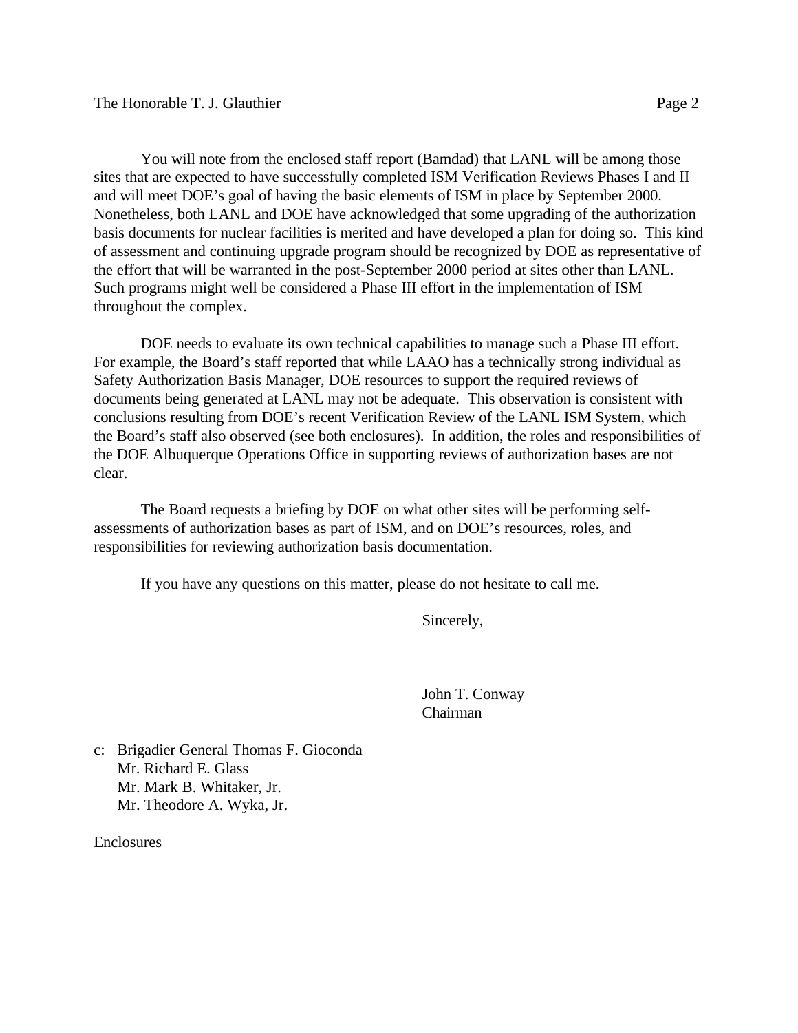You will note from the enclosed staff report (Bamdad) that LANL will be among those sites that are expected to have successfully completed ISM Verification Reviews Phases I and II and will meet DOE's goal of having the basic elements of ISM in place by September 2000. Nonetheless, both LANL and DOE have acknowledged that some upgrading of the authorization basis documents for nuclear facilities is merited and have developed a plan for doing so. This kind of assessment and continuing upgrade program should be recognized by DOE as representative of the effort that will be warranted in the post-September 2000 period at sites other than LANL. Such programs might well be considered a Phase III effort in the implementation of ISM throughout the complex.

DOE needs to evaluate its own technical capabilities to manage such a Phase III effort. For example, the Board's staff reported that while LAAO has a technically strong individual as Safety Authorization Basis Manager, DOE resources to support the required reviews of documents being generated at LANL may not be adequate. This observation is consistent with conclusions resulting from DOE's recent Verification Review of the LANL ISM System, which the Board's staff also observed (see both enclosures). In addition, the roles and responsibilities of the DOE Albuquerque Operations Office in supporting reviews of authorization bases are not clear.

The Board requests a briefing by DOE on what other sites will be performing self-assessments of authorization bases as part of ISM, and on DOE's resources, roles, and responsibilities for reviewing authorization basis documentation.

If you have any questions on this matter, please do not hesitate to call me.

Sincerely,

John T. Conway
Chairman

c: Brigadier General Thomas F. Gioconda
Mr. Richard E. Glass
Mr. Mark B. Whitaker, Jr.
Mr. Theodore A. Wyka, Jr.

Enclosures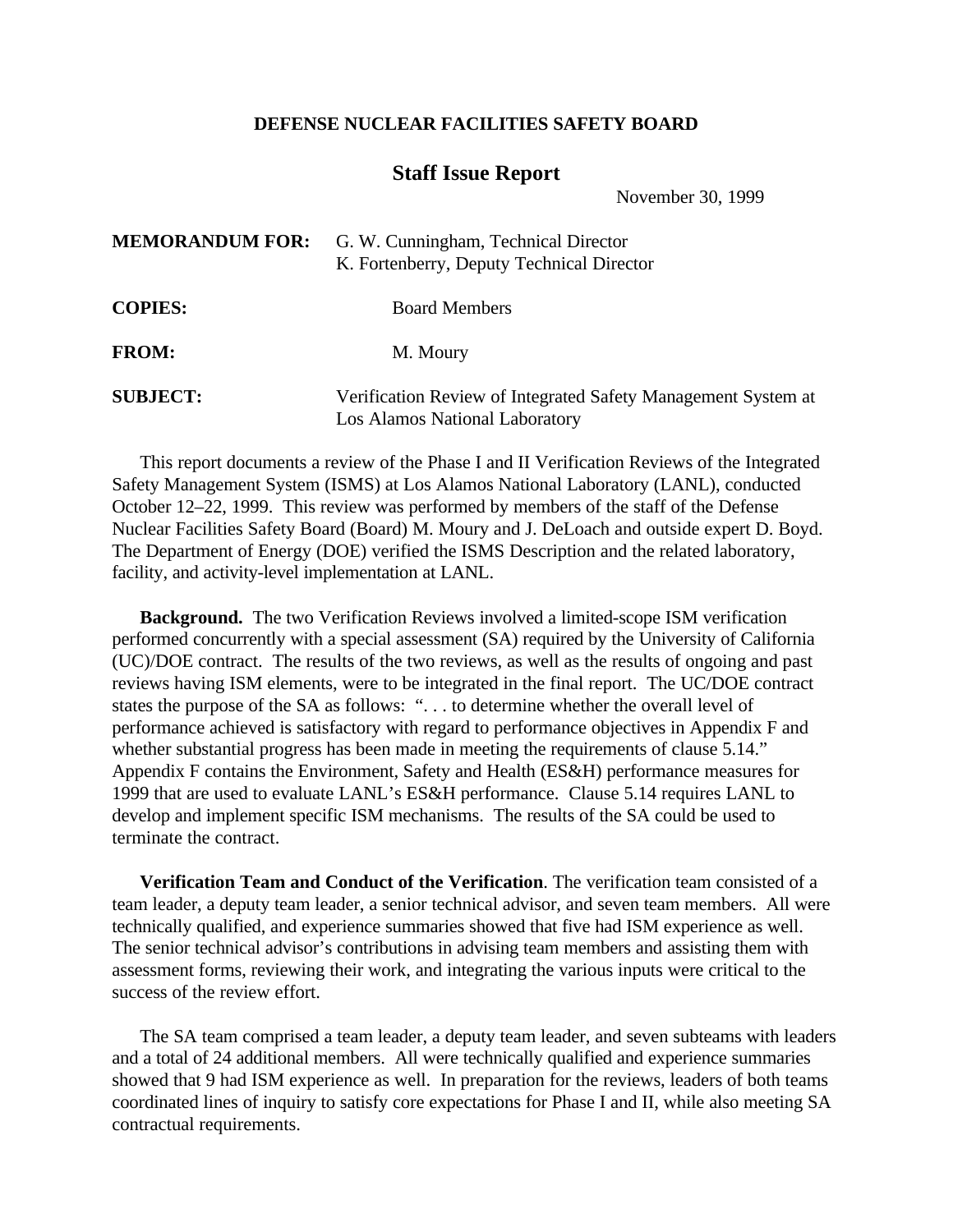**DEFENSE NUCLEAR FACILITIES SAFETY BOARD**

## Staff Issue Report

November 30, 1999

**MEMORANDUM FOR:** G. W. Cunningham, Technical Director
K. Fortenberry, Deputy Technical Director

**COPIES:** Board Members

**FROM:** M. Moury

**SUBJECT:** Verification Review of Integrated Safety Management System at Los Alamos National Laboratory

This report documents a review of the Phase I and II Verification Reviews of the Integrated Safety Management System (ISMS) at Los Alamos National Laboratory (LANL), conducted October 12–22, 1999. This review was performed by members of the staff of the Defense Nuclear Facilities Safety Board (Board) M. Moury and J. DeLoach and outside expert D. Boyd. The Department of Energy (DOE) verified the ISMS Description and the related laboratory, facility, and activity-level implementation at LANL.

**Background.** The two Verification Reviews involved a limited-scope ISM verification performed concurrently with a special assessment (SA) required by the University of California (UC)/DOE contract. The results of the two reviews, as well as the results of ongoing and past reviews having ISM elements, were to be integrated in the final report. The UC/DOE contract states the purpose of the SA as follows: ". . . to determine whether the overall level of performance achieved is satisfactory with regard to performance objectives in Appendix F and whether substantial progress has been made in meeting the requirements of clause 5.14." Appendix F contains the Environment, Safety and Health (ES&H) performance measures for 1999 that are used to evaluate LANL's ES&H performance. Clause 5.14 requires LANL to develop and implement specific ISM mechanisms. The results of the SA could be used to terminate the contract.

**Verification Team and Conduct of the Verification**. The verification team consisted of a team leader, a deputy team leader, a senior technical advisor, and seven team members. All were technically qualified, and experience summaries showed that five had ISM experience as well. The senior technical advisor's contributions in advising team members and assisting them with assessment forms, reviewing their work, and integrating the various inputs were critical to the success of the review effort.

The SA team comprised a team leader, a deputy team leader, and seven subteams with leaders and a total of 24 additional members. All were technically qualified and experience summaries showed that 9 had ISM experience as well. In preparation for the reviews, leaders of both teams coordinated lines of inquiry to satisfy core expectations for Phase I and II, while also meeting SA contractual requirements.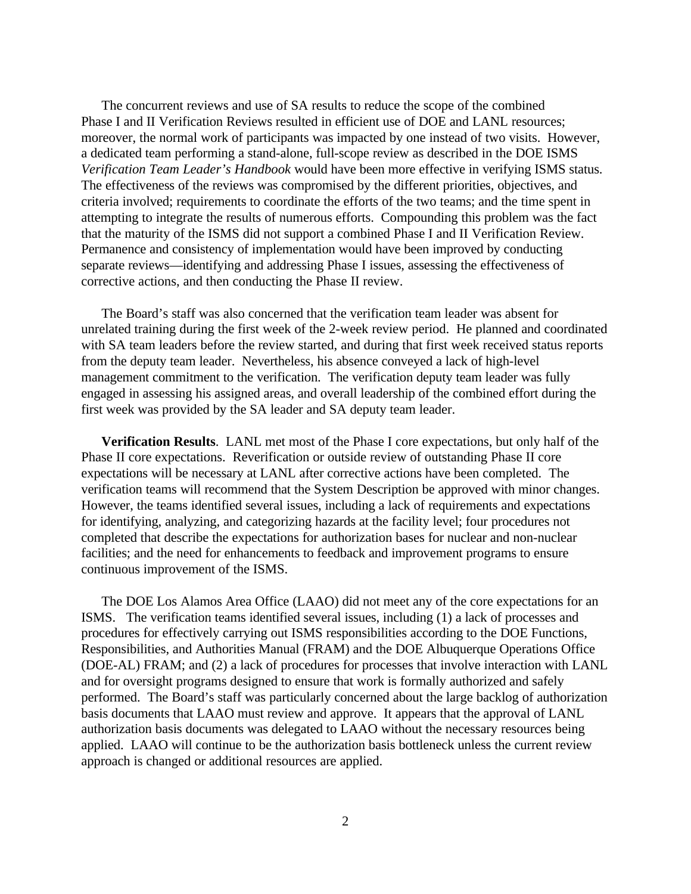The concurrent reviews and use of SA results to reduce the scope of the combined Phase I and II Verification Reviews resulted in efficient use of DOE and LANL resources; moreover, the normal work of participants was impacted by one instead of two visits. However, a dedicated team performing a stand-alone, full-scope review as described in the DOE ISMS *Verification Team Leader's Handbook* would have been more effective in verifying ISMS status. The effectiveness of the reviews was compromised by the different priorities, objectives, and criteria involved; requirements to coordinate the efforts of the two teams; and the time spent in attempting to integrate the results of numerous efforts. Compounding this problem was the fact that the maturity of the ISMS did not support a combined Phase I and II Verification Review. Permanence and consistency of implementation would have been improved by conducting separate reviews—identifying and addressing Phase I issues, assessing the effectiveness of corrective actions, and then conducting the Phase II review.

The Board's staff was also concerned that the verification team leader was absent for unrelated training during the first week of the 2-week review period. He planned and coordinated with SA team leaders before the review started, and during that first week received status reports from the deputy team leader. Nevertheless, his absence conveyed a lack of high-level management commitment to the verification. The verification deputy team leader was fully engaged in assessing his assigned areas, and overall leadership of the combined effort during the first week was provided by the SA leader and SA deputy team leader.

**Verification Results**. LANL met most of the Phase I core expectations, but only half of the Phase II core expectations. Reverification or outside review of outstanding Phase II core expectations will be necessary at LANL after corrective actions have been completed. The verification teams will recommend that the System Description be approved with minor changes. However, the teams identified several issues, including a lack of requirements and expectations for identifying, analyzing, and categorizing hazards at the facility level; four procedures not completed that describe the expectations for authorization bases for nuclear and non-nuclear facilities; and the need for enhancements to feedback and improvement programs to ensure continuous improvement of the ISMS.

The DOE Los Alamos Area Office (LAAO) did not meet any of the core expectations for an ISMS. The verification teams identified several issues, including (1) a lack of processes and procedures for effectively carrying out ISMS responsibilities according to the DOE Functions, Responsibilities, and Authorities Manual (FRAM) and the DOE Albuquerque Operations Office (DOE-AL) FRAM; and (2) a lack of procedures for processes that involve interaction with LANL and for oversight programs designed to ensure that work is formally authorized and safely performed. The Board's staff was particularly concerned about the large backlog of authorization basis documents that LAAO must review and approve. It appears that the approval of LANL authorization basis documents was delegated to LAAO without the necessary resources being applied. LAAO will continue to be the authorization basis bottleneck unless the current review approach is changed or additional resources are applied.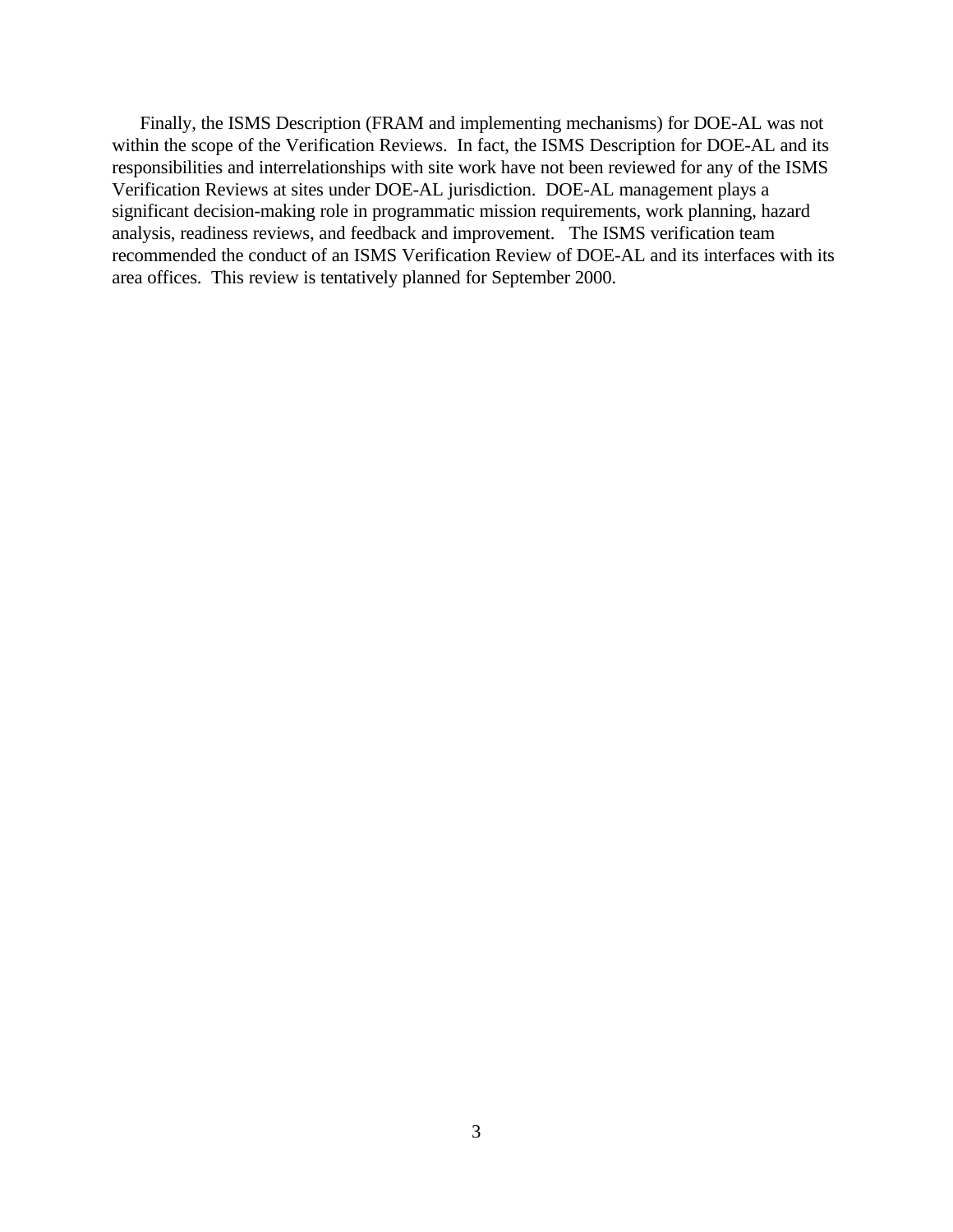Finally, the ISMS Description (FRAM and implementing mechanisms) for DOE-AL was not within the scope of the Verification Reviews. In fact, the ISMS Description for DOE-AL and its responsibilities and interrelationships with site work have not been reviewed for any of the ISMS Verification Reviews at sites under DOE-AL jurisdiction. DOE-AL management plays a significant decision-making role in programmatic mission requirements, work planning, hazard analysis, readiness reviews, and feedback and improvement. The ISMS verification team recommended the conduct of an ISMS Verification Review of DOE-AL and its interfaces with its area offices. This review is tentatively planned for September 2000.